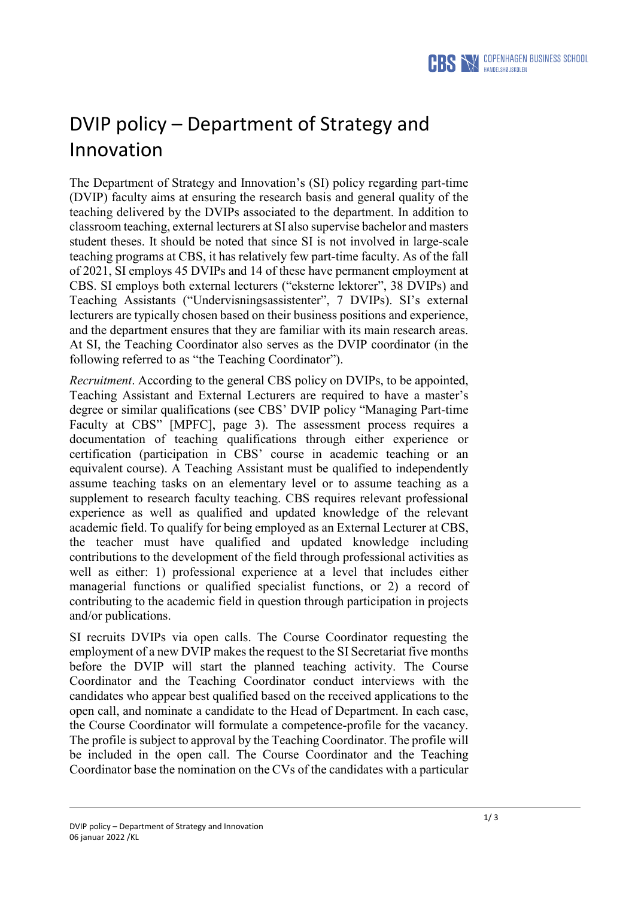# DVIP policy – Department of Strategy and Innovation

The Department of Strategy and Innovation's (SI) policy regarding part-time (DVIP) faculty aims at ensuring the research basis and general quality of the teaching delivered by the DVIPs associated to the department. In addition to classroom teaching, external lecturers at SI also supervise bachelor and masters student theses. It should be noted that since SI is not involved in large-scale teaching programs at CBS, it has relatively few part-time faculty. As of the fall of 2021, SI employs 45 DVIPs and 14 of these have permanent employment at CBS. SI employs both external lecturers ("eksterne lektorer", 38 DVIPs) and Teaching Assistants ("Undervisningsassistenter", 7 DVIPs). SI's external lecturers are typically chosen based on their business positions and experience, and the department ensures that they are familiar with its main research areas. At SI, the Teaching Coordinator also serves as the DVIP coordinator (in the following referred to as "the Teaching Coordinator").

*Recruitment*. According to the general CBS policy on DVIPs, to be appointed, Teaching Assistant and External Lecturers are required to have a master's degree or similar qualifications (see CBS' DVIP policy "Managing Part-time Faculty at CBS" [MPFC], page 3). The assessment process requires a documentation of teaching qualifications through either experience or certification (participation in CBS' course in academic teaching or an equivalent course). A Teaching Assistant must be qualified to independently assume teaching tasks on an elementary level or to assume teaching as a supplement to research faculty teaching. CBS requires relevant professional experience as well as qualified and updated knowledge of the relevant academic field. To qualify for being employed as an External Lecturer at CBS, the teacher must have qualified and updated knowledge including contributions to the development of the field through professional activities as well as either: 1) professional experience at a level that includes either managerial functions or qualified specialist functions, or 2) a record of contributing to the academic field in question through participation in projects and/or publications.

SI recruits DVIPs via open calls. The Course Coordinator requesting the employment of a new DVIP makes the request to the SI Secretariat five months before the DVIP will start the planned teaching activity. The Course Coordinator and the Teaching Coordinator conduct interviews with the candidates who appear best qualified based on the received applications to the open call, and nominate a candidate to the Head of Department. In each case, the Course Coordinator will formulate a competence-profile for the vacancy. The profile is subject to approval by the Teaching Coordinator. The profile will be included in the open call. The Course Coordinator and the Teaching Coordinator base the nomination on the CVs of the candidates with a particular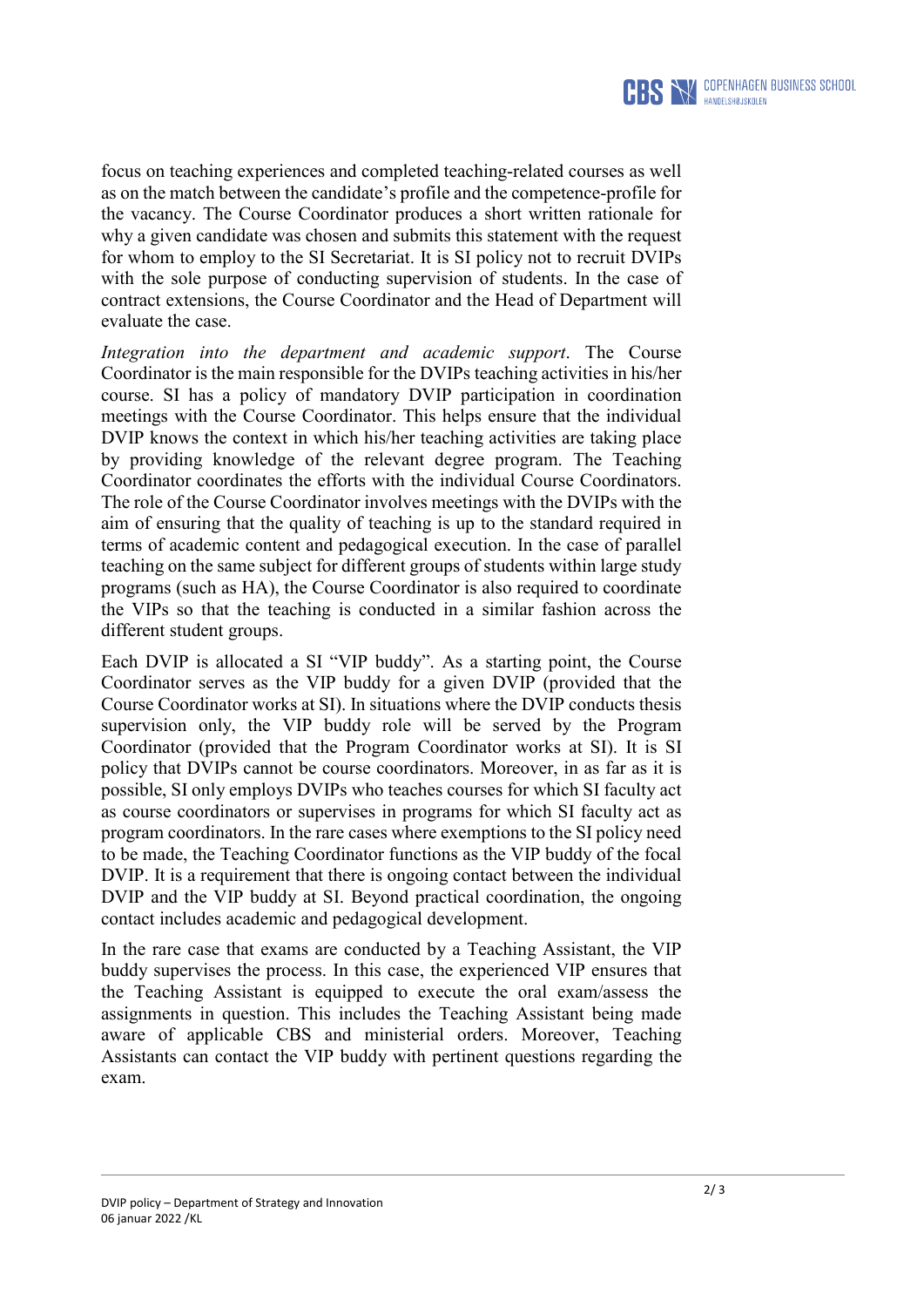focus on teaching experiences and completed teaching-related courses as well as on the match between the candidate's profile and the competence-profile for the vacancy. The Course Coordinator produces a short written rationale for why a given candidate was chosen and submits this statement with the request for whom to employ to the SI Secretariat. It is SI policy not to recruit DVIPs with the sole purpose of conducting supervision of students. In the case of contract extensions, the Course Coordinator and the Head of Department will evaluate the case.

*Integration into the department and academic support*. The Course Coordinator is the main responsible for the DVIPs teaching activities in his/her course. SI has a policy of mandatory DVIP participation in coordination meetings with the Course Coordinator. This helps ensure that the individual DVIP knows the context in which his/her teaching activities are taking place by providing knowledge of the relevant degree program. The Teaching Coordinator coordinates the efforts with the individual Course Coordinators. The role of the Course Coordinator involves meetings with the DVIPs with the aim of ensuring that the quality of teaching is up to the standard required in terms of academic content and pedagogical execution. In the case of parallel teaching on the same subject for different groups of students within large study programs (such as HA), the Course Coordinator is also required to coordinate the VIPs so that the teaching is conducted in a similar fashion across the different student groups.

Each DVIP is allocated a SI "VIP buddy". As a starting point, the Course Coordinator serves as the VIP buddy for a given DVIP (provided that the Course Coordinator works at SI). In situations where the DVIP conducts thesis supervision only, the VIP buddy role will be served by the Program Coordinator (provided that the Program Coordinator works at SI). It is SI policy that DVIPs cannot be course coordinators. Moreover, in as far as it is possible, SI only employs DVIPs who teaches courses for which SI faculty act as course coordinators or supervises in programs for which SI faculty act as program coordinators. In the rare cases where exemptions to the SI policy need to be made, the Teaching Coordinator functions as the VIP buddy of the focal DVIP. It is a requirement that there is ongoing contact between the individual DVIP and the VIP buddy at SI. Beyond practical coordination, the ongoing contact includes academic and pedagogical development.

In the rare case that exams are conducted by a Teaching Assistant, the VIP buddy supervises the process. In this case, the experienced VIP ensures that the Teaching Assistant is equipped to execute the oral exam/assess the assignments in question. This includes the Teaching Assistant being made aware of applicable CBS and ministerial orders. Moreover, Teaching Assistants can contact the VIP buddy with pertinent questions regarding the exam.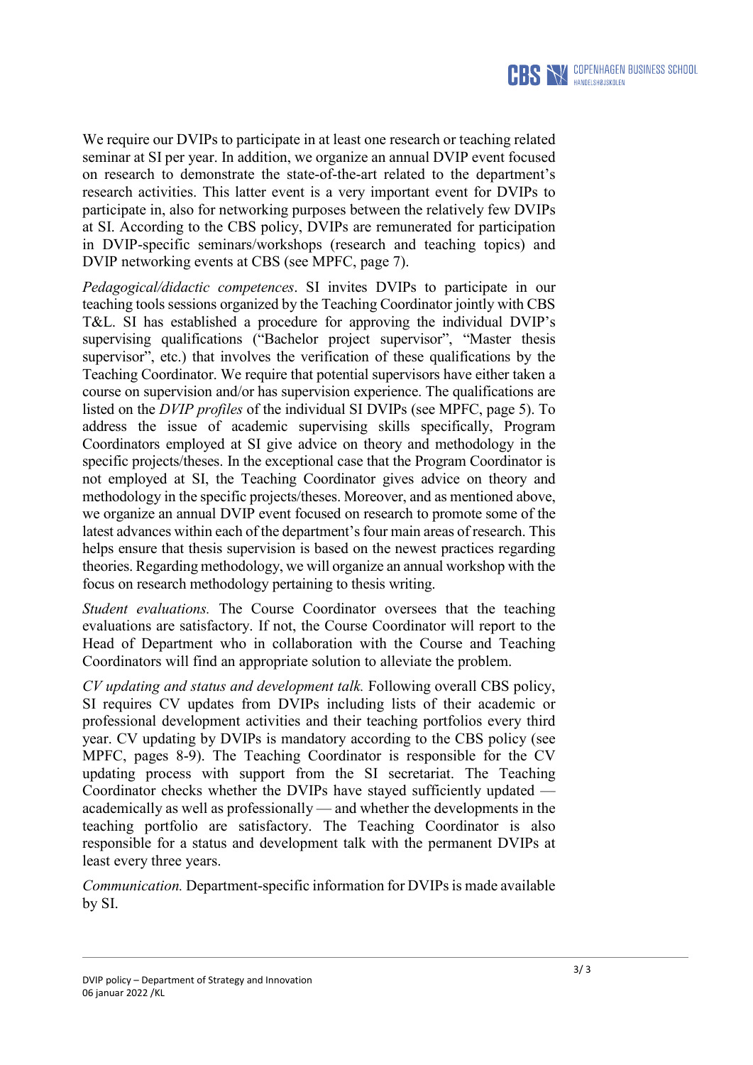We require our DVIPs to participate in at least one research or teaching related seminar at SI per year. In addition, we organize an annual DVIP event focused on research to demonstrate the state-of-the-art related to the department's research activities. This latter event is a very important event for DVIPs to participate in, also for networking purposes between the relatively few DVIPs at SI. According to the CBS policy, DVIPs are remunerated for participation in DVIP-specific seminars/workshops (research and teaching topics) and DVIP networking events at CBS (see MPFC, page 7).

*Pedagogical/didactic competences*. SI invites DVIPs to participate in our teaching tools sessions organized by the Teaching Coordinator jointly with CBS T&L. SI has established a procedure for approving the individual DVIP's supervising qualifications ("Bachelor project supervisor", "Master thesis supervisor", etc.) that involves the verification of these qualifications by the Teaching Coordinator. We require that potential supervisors have either taken a course on supervision and/or has supervision experience. The qualifications are listed on the *DVIP profiles* of the individual SI DVIPs (see MPFC, page 5). To address the issue of academic supervising skills specifically, Program Coordinators employed at SI give advice on theory and methodology in the specific projects/theses. In the exceptional case that the Program Coordinator is not employed at SI, the Teaching Coordinator gives advice on theory and methodology in the specific projects/theses. Moreover, and as mentioned above, we organize an annual DVIP event focused on research to promote some of the latest advances within each of the department's four main areas of research. This helps ensure that thesis supervision is based on the newest practices regarding theories. Regarding methodology, we will organize an annual workshop with the focus on research methodology pertaining to thesis writing.

*Student evaluations.* The Course Coordinator oversees that the teaching evaluations are satisfactory. If not, the Course Coordinator will report to the Head of Department who in collaboration with the Course and Teaching Coordinators will find an appropriate solution to alleviate the problem.

*CV updating and status and development talk.* Following overall CBS policy, SI requires CV updates from DVIPs including lists of their academic or professional development activities and their teaching portfolios every third year. CV updating by DVIPs is mandatory according to the CBS policy (see MPFC, pages 8-9). The Teaching Coordinator is responsible for the CV updating process with support from the SI secretariat. The Teaching Coordinator checks whether the DVIPs have stayed sufficiently updated — academically as well as professionally — and whether the developments in the teaching portfolio are satisfactory. The Teaching Coordinator is also responsible for a status and development talk with the permanent DVIPs at least every three years.

*Communication.* Department-specific information for DVIPs is made available by SI.